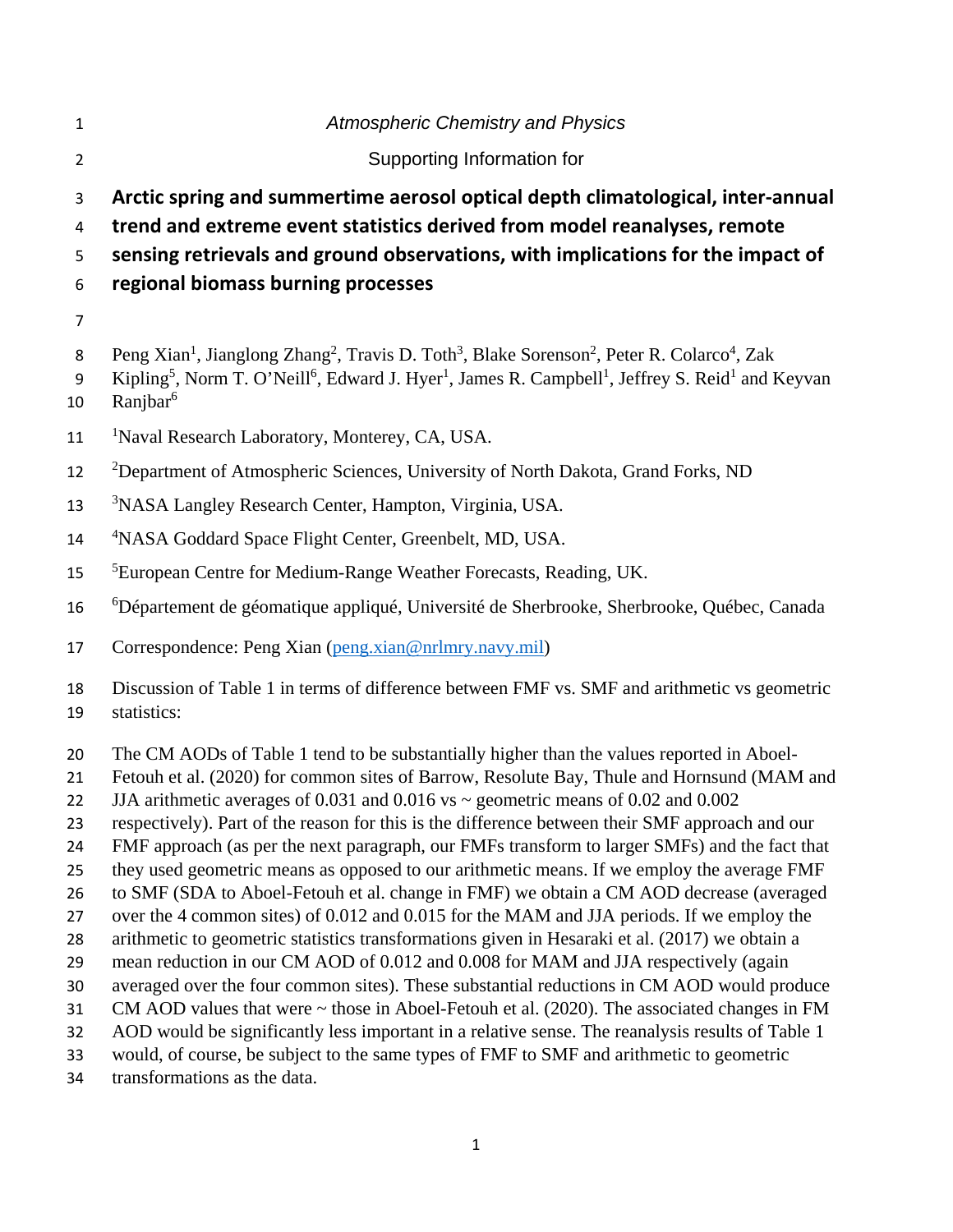*Atmospheric Chemistry and Physics*

Supporting Information for

# Arctic spring and summertime aerosol optical depth climatological, inter-annual trend and extreme event statistics derived from model reanalyses, remote sensing retrievals and ground observations, with implications for the impact of regional biomass burning processes

Peng Xian[1], Jianglong Zhang[2], Travis D. Toth[3], Blake Sorenson[2], Peter R. Colarco[4], Zak Kipling[5], Norm T. O'Neill[6], Edward J. Hyer[1], James R. Campbell[1], Jeffrey S. Reid[1] and Keyvan Ranjbar[6]

[1]Naval Research Laboratory, Monterey, CA, USA.

[2]Department of Atmospheric Sciences, University of North Dakota, Grand Forks, ND

[3]NASA Langley Research Center, Hampton, Virginia, USA.

[4]NASA Goddard Space Flight Center, Greenbelt, MD, USA.

[5]European Centre for Medium-Range Weather Forecasts, Reading, UK.

[6]Département de géomatique appliqué, Université de Sherbrooke, Sherbrooke, Québec, Canada

Correspondence: Peng Xian (peng.xian@nrlmry.navy.mil)

Discussion of Table 1 in terms of difference between FMF vs. SMF and arithmetic vs geometric statistics:

The CM AODs of Table 1 tend to be substantially higher than the values reported in Aboel-Fetouh et al. (2020) for common sites of Barrow, Resolute Bay, Thule and Hornsund (MAM and JJA arithmetic averages of 0.031 and 0.016 vs ~ geometric means of 0.02 and 0.002 respectively). Part of the reason for this is the difference between their SMF approach and our FMF approach (as per the next paragraph, our FMFs transform to larger SMFs) and the fact that they used geometric means as opposed to our arithmetic means. If we employ the average FMF to SMF (SDA to Aboel-Fetouh et al. change in FMF) we obtain a CM AOD decrease (averaged over the 4 common sites) of 0.012 and 0.015 for the MAM and JJA periods. If we employ the arithmetic to geometric statistics transformations given in Hesaraki et al. (2017) we obtain a mean reduction in our CM AOD of 0.012 and 0.008 for MAM and JJA respectively (again averaged over the four common sites). These substantial reductions in CM AOD would produce CM AOD values that were ~ those in Aboel-Fetouh et al. (2020). The associated changes in FM AOD would be significantly less important in a relative sense. The reanalysis results of Table 1 would, of course, be subject to the same types of FMF to SMF and arithmetic to geometric transformations as the data.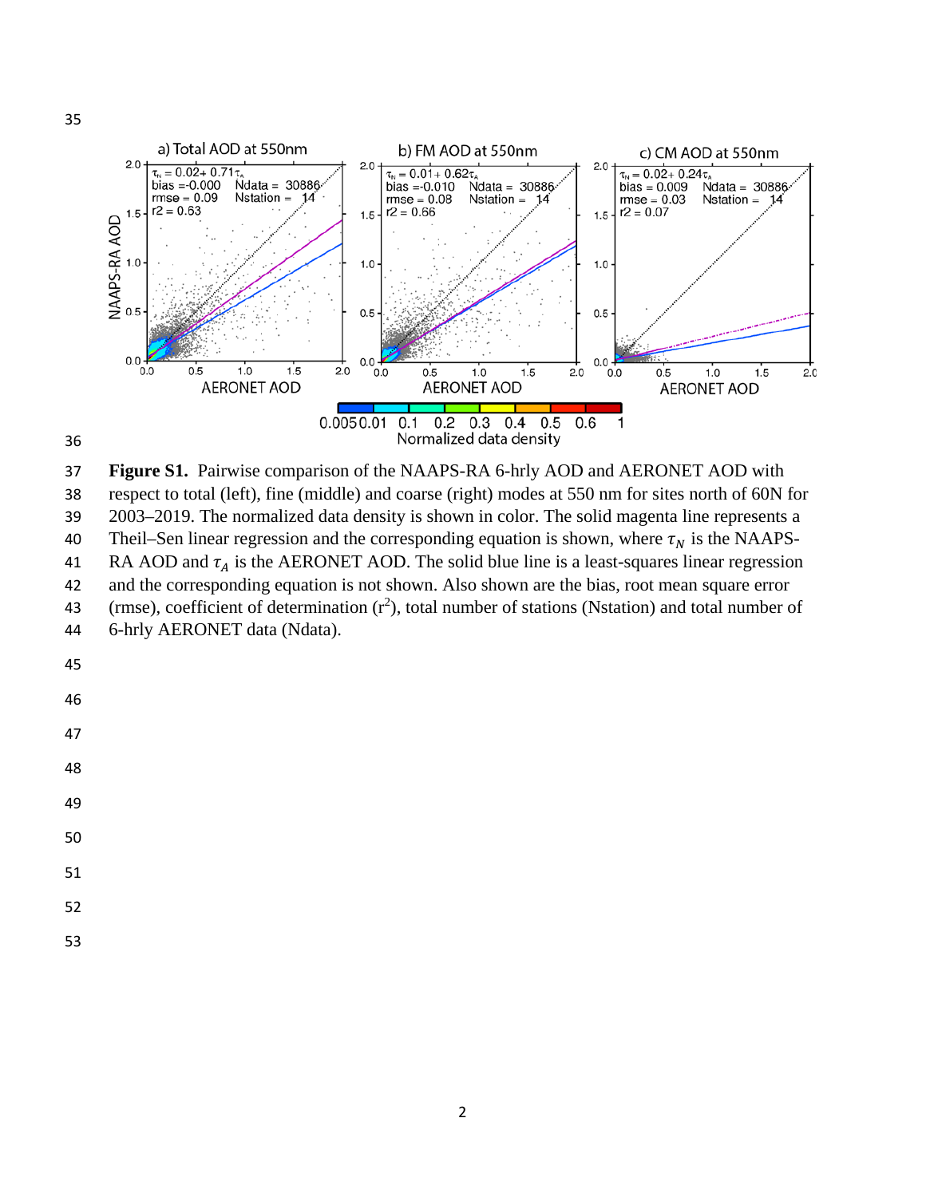**Figure S1.** Pairwise comparison of the NAAPS-RA 6-hrly AOD and AERONET AOD with respect to total (left), fine (middle) and coarse (right) modes at 550 nm for sites north of 60N for 2003–2019. The normalized data density is shown in color. The solid magenta line represents a Theil–Sen linear regression and the corresponding equation is shown, where $\tau_N$ is the NAAPS-RA AOD and $\tau_A$ is the AERONET AOD. The solid blue line is a least-squares linear regression and the corresponding equation is not shown. Also shown are the bias, root mean square error (rmse), coefficient of determination ($r^2$), total number of stations (Nstation) and total number of 6-hrly AERONET data (Ndata).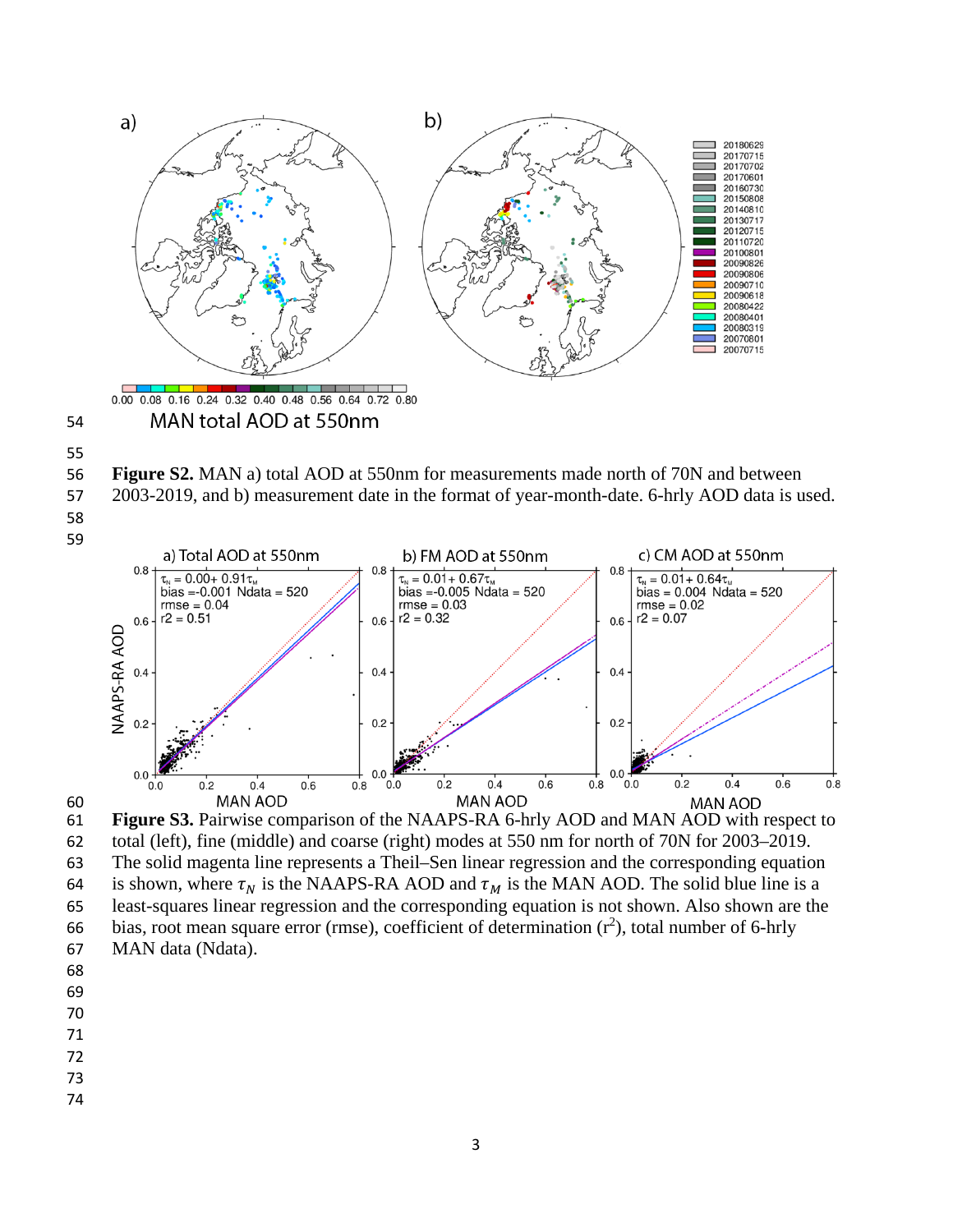a)

b)

20180629
20170715
20170702
20170601
20160730
20150808
20140810
20130717
20120715
20110720
20100801
20090826
20090806
20090710
20090618
20080422
20080401
20080319
20070801
20070715

0.00 0.08 0.16 0.24 0.32 0.40 0.48 0.56 0.64 0.72 0.80

MAN total AOD at 550nm

**Figure S2.** MAN a) total AOD at 550nm for measurements made north of 70N and between 2003-2019, and b) measurement date in the format of year-month-date. 6-hrly AOD data is used.

a) Total AOD at 550nm

$\tau_N = 0.00 + 0.91\tau_M$
bias =-0.001 Ndata = 520
rmse = 0.04
r2 = 0.51

b) FM AOD at 550nm

$\tau_N = 0.01 + 0.67\tau_M$
bias =-0.005 Ndata = 520
rmse = 0.03
r2 = 0.32

c) CM AOD at 550nm

$\tau_N = 0.01 + 0.64\tau_M$
bias = 0.004 Ndata = 520
rmse = 0.02
r2 = 0.07

NAAPS-RA AOD

MAN AOD

0.0 0.2 0.4 0.6 0.8

**Figure S3.** Pairwise comparison of the NAAPS-RA 6-hrly AOD and MAN AOD with respect to total (left), fine (middle) and coarse (right) modes at 550 nm for north of 70N for 2003–2019. The solid magenta line represents a Theil–Sen linear regression and the corresponding equation is shown, where $\tau_N$ is the NAAPS-RA AOD and $\tau_M$ is the MAN AOD. The solid blue line is a least-squares linear regression and the corresponding equation is not shown. Also shown are the bias, root mean square error (rmse), coefficient of determination ($r^2$), total number of 6-hrly MAN data (Ndata).